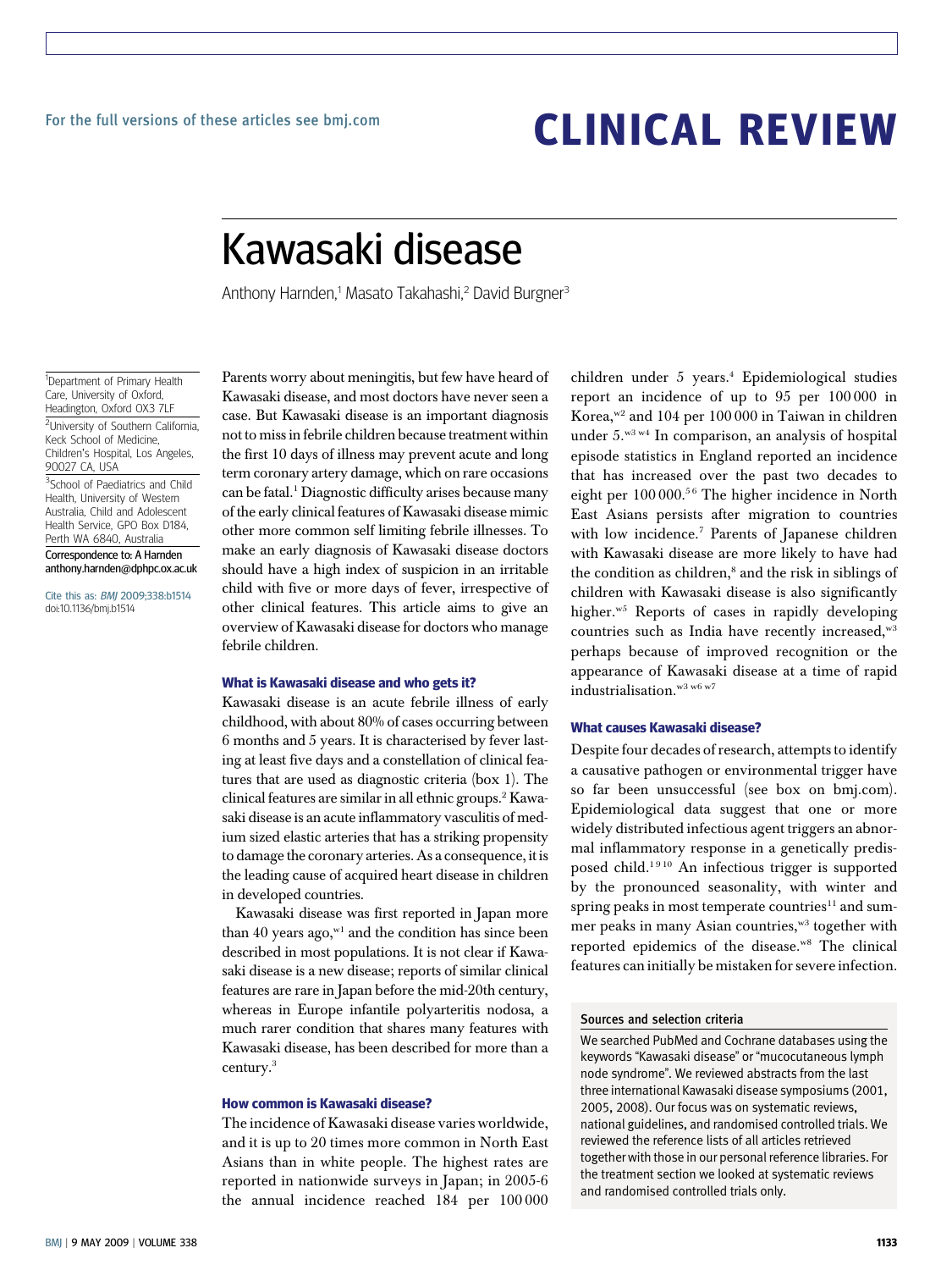For the full versions of these articles see bmj.com

# CLINICAL REVIEW

# Kawasaki disease

Anthony Harnden,[1] Masato Takahashi,[2] David Burgner[3]

[1]Department of Primary Health Care, University of Oxford, Headington, Oxford OX3 7LF

[2]University of Southern California, Keck School of Medicine, Children's Hospital, Los Angeles, 90027 CA, USA

[3]School of Paediatrics and Child Health, University of Western Australia, Child and Adolescent Health Service, GPO Box D184, Perth WA 6840, Australia

Correspondence to: A Harnden anthony.harnden@dphpc.ox.ac.uk

Cite this as: *BMJ* 2009;338:b1514 doi:10.1136/bmj.b1514

Parents worry about meningitis, but few have heard of Kawasaki disease, and most doctors have never seen a case. But Kawasaki disease is an important diagnosis not to miss in febrile children because treatment within the first 10 days of illness may prevent acute and long term coronary artery damage, which on rare occasions can be fatal.[1] Diagnostic difficulty arises because many of the early clinical features of Kawasaki disease mimic other more common self limiting febrile illnesses. To make an early diagnosis of Kawasaki disease doctors should have a high index of suspicion in an irritable child with five or more days of fever, irrespective of other clinical features. This article aims to give an overview of Kawasaki disease for doctors who manage febrile children.

### What is Kawasaki disease and who gets it?

Kawasaki disease is an acute febrile illness of early childhood, with about 80% of cases occurring between 6 months and 5 years. It is characterised by fever lasting at least five days and a constellation of clinical features that are used as diagnostic criteria (box 1). The clinical features are similar in all ethnic groups.[2] Kawasaki disease is an acute inflammatory vasculitis of medium sized elastic arteries that has a striking propensity to damage the coronary arteries. As a consequence, it is the leading cause of acquired heart disease in children in developed countries.

Kawasaki disease was first reported in Japan more than 40 years ago,[w1] and the condition has since been described in most populations. It is not clear if Kawasaki disease is a new disease; reports of similar clinical features are rare in Japan before the mid-20th century, whereas in Europe infantile polyarteritis nodosa, a much rarer condition that shares many features with Kawasaki disease, has been described for more than a century.[3]

### How common is Kawasaki disease?

The incidence of Kawasaki disease varies worldwide, and it is up to 20 times more common in North East Asians than in white people. The highest rates are reported in nationwide surveys in Japan; in 2005-6 the annual incidence reached 184 per 100 000 children under 5 years.[4] Epidemiological studies report an incidence of up to 95 per 100 000 in Korea,[w2] and 104 per 100 000 in Taiwan in children under 5.[w3 w4] In comparison, an analysis of hospital episode statistics in England reported an incidence that has increased over the past two decades to eight per 100 000.[5 6] The higher incidence in North East Asians persists after migration to countries with low incidence.[7] Parents of Japanese children with Kawasaki disease are more likely to have had the condition as children,[8] and the risk in siblings of children with Kawasaki disease is also significantly higher.[w5] Reports of cases in rapidly developing countries such as India have recently increased,[w3] perhaps because of improved recognition or the appearance of Kawasaki disease at a time of rapid industrialisation.[w3 w6 w7]

### What causes Kawasaki disease?

Despite four decades of research, attempts to identify a causative pathogen or environmental trigger have so far been unsuccessful (see box on bmj.com). Epidemiological data suggest that one or more widely distributed infectious agent triggers an abnormal inflammatory response in a genetically predisposed child.[1 9 10] An infectious trigger is supported by the pronounced seasonality, with winter and spring peaks in most temperate countries[11] and summer peaks in many Asian countries,[w3] together with reported epidemics of the disease.[w8] The clinical features can initially be mistaken for severe infection.

#### Sources and selection criteria

We searched PubMed and Cochrane databases using the keywords "Kawasaki disease" or "mucocutaneous lymph node syndrome". We reviewed abstracts from the last three international Kawasaki disease symposiums (2001, 2005, 2008). Our focus was on systematic reviews, national guidelines, and randomised controlled trials. We reviewed the reference lists of all articles retrieved together with those in our personal reference libraries. For the treatment section we looked at systematic reviews and randomised controlled trials only.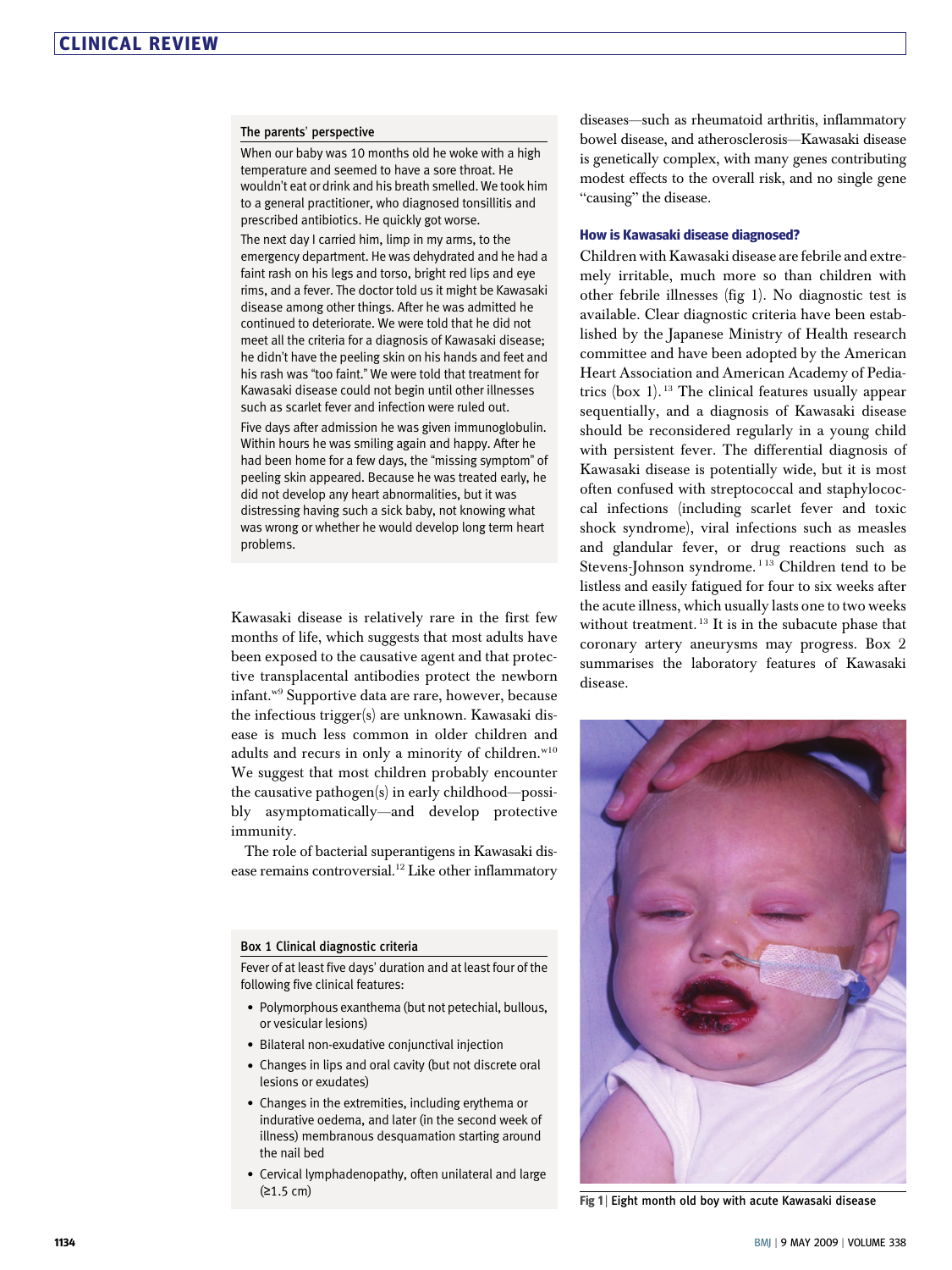### The parents' perspective

When our baby was 10 months old he woke with a high temperature and seemed to have a sore throat. He wouldn't eat or drink and his breath smelled. We took him to a general practitioner, who diagnosed tonsillitis and prescribed antibiotics. He quickly got worse.

The next day I carried him, limp in my arms, to the emergency department. He was dehydrated and he had a faint rash on his legs and torso, bright red lips and eye rims, and a fever. The doctor told us it might be Kawasaki disease among other things. After he was admitted he continued to deteriorate. We were told that he did not meet all the criteria for a diagnosis of Kawasaki disease; he didn't have the peeling skin on his hands and feet and his rash was "too faint." We were told that treatment for Kawasaki disease could not begin until other illnesses such as scarlet fever and infection were ruled out.

Five days after admission he was given immunoglobulin. Within hours he was smiling again and happy. After he had been home for a few days, the "missing symptom" of peeling skin appeared. Because he was treated early, he did not develop any heart abnormalities, but it was distressing having such a sick baby, not knowing what was wrong or whether he would develop long term heart problems.

Kawasaki disease is relatively rare in the first few months of life, which suggests that most adults have been exposed to the causative agent and that protective transplacental antibodies protect the newborn infant.[w9] Supportive data are rare, however, because the infectious trigger(s) are unknown. Kawasaki disease is much less common in older children and adults and recurs in only a minority of children.[w10] We suggest that most children probably encounter the causative pathogen(s) in early childhood—possibly asymptomatically—and develop protective immunity.

The role of bacterial superantigens in Kawasaki disease remains controversial.[12] Like other inflammatory diseases—such as rheumatoid arthritis, inflammatory bowel disease, and atherosclerosis—Kawasaki disease is genetically complex, with many genes contributing modest effects to the overall risk, and no single gene "causing" the disease.

### Box 1 Clinical diagnostic criteria

Fever of at least five days' duration and at least four of the following five clinical features:

- Polymorphous exanthema (but not petechial, bullous, or vesicular lesions)
- Bilateral non-exudative conjunctival injection
- Changes in lips and oral cavity (but not discrete oral lesions or exudates)
- Changes in the extremities, including erythema or indurative oedema, and later (in the second week of illness) membranous desquamation starting around the nail bed
- Cervical lymphadenopathy, often unilateral and large (≥1.5 cm)

## How is Kawasaki disease diagnosed?

Children with Kawasaki disease are febrile and extremely irritable, much more so than children with other febrile illnesses (fig 1). No diagnostic test is available. Clear diagnostic criteria have been established by the Japanese Ministry of Health research committee and have been adopted by the American Heart Association and American Academy of Pediatrics (box 1).[13] The clinical features usually appear sequentially, and a diagnosis of Kawasaki disease should be reconsidered regularly in a young child with persistent fever. The differential diagnosis of Kawasaki disease is potentially wide, but it is most often confused with streptococcal and staphylococcal infections (including scarlet fever and toxic shock syndrome), viral infections such as measles and glandular fever, or drug reactions such as Stevens-Johnson syndrome.[1,13] Children tend to be listless and easily fatigued for four to six weeks after the acute illness, which usually lasts one to two weeks without treatment.[13] It is in the subacute phase that coronary artery aneurysms may progress. Box 2 summarises the laboratory features of Kawasaki disease.

Fig 1 | Eight month old boy with acute Kawasaki disease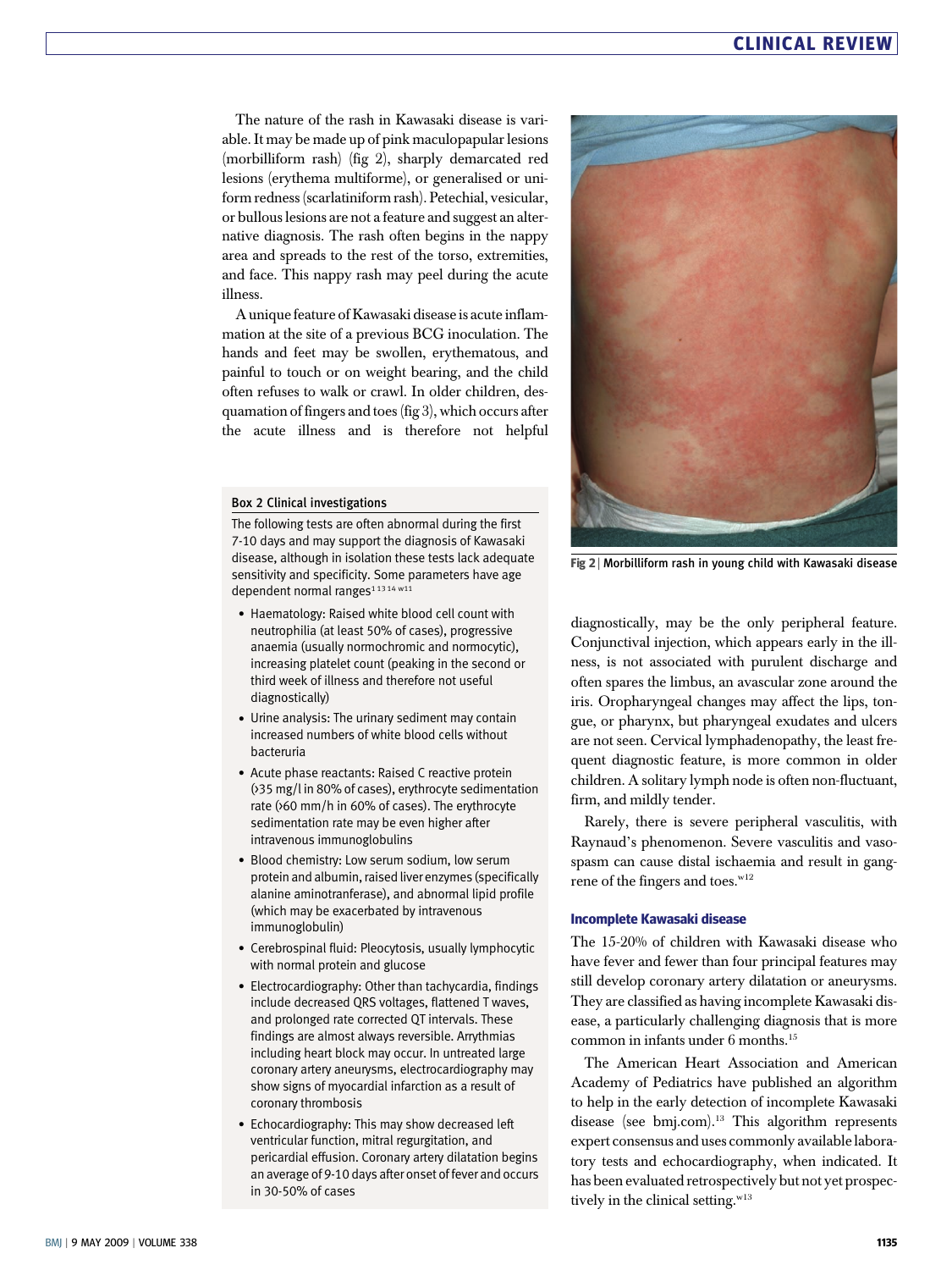The nature of the rash in Kawasaki disease is variable. It may be made up of pink maculopapular lesions (morbilliform rash) (fig 2), sharply demarcated red lesions (erythema multiforme), or generalised or uniform redness (scarlatiniform rash). Petechial, vesicular, or bullous lesions are not a feature and suggest an alternative diagnosis. The rash often begins in the nappy area and spreads to the rest of the torso, extremities, and face. This nappy rash may peel during the acute illness.

A unique feature of Kawasaki disease is acute inflammation at the site of a previous BCG inoculation. The hands and feet may be swollen, erythematous, and painful to touch or on weight bearing, and the child often refuses to walk or crawl. In older children, desquamation of fingers and toes (fig 3), which occurs after the acute illness and is therefore not helpful diagnostically, may be the only peripheral feature. Conjunctival injection, which appears early in the illness, is not associated with purulent discharge and often spares the limbus, an avascular zone around the iris. Oropharyngeal changes may affect the lips, tongue, or pharynx, but pharyngeal exudates and ulcers are not seen. Cervical lymphadenopathy, the least frequent diagnostic feature, is more common in older children. A solitary lymph node is often non-fluctuant, firm, and mildly tender.

Rarely, there is severe peripheral vasculitis, with Raynaud's phenomenon. Severe vasculitis and vasospasm can cause distal ischaemia and result in gangrene of the fingers and toes.[w12]

**Fig 2** | Morbilliform rash in young child with Kawasaki disease

#### Box 2 Clinical investigations

The following tests are often abnormal during the first 7-10 days and may support the diagnosis of Kawasaki disease, although in isolation these tests lack adequate sensitivity and specificity. Some parameters have age dependent normal ranges[1 13 14 w11]

- Haematology: Raised white blood cell count with neutrophilia (at least 50% of cases), progressive anaemia (usually normochromic and normocytic), increasing platelet count (peaking in the second or third week of illness and therefore not useful diagnostically)
- Urine analysis: The urinary sediment may contain increased numbers of white blood cells without bacteruria
- Acute phase reactants: Raised C reactive protein (>35 mg/l in 80% of cases), erythrocyte sedimentation rate (>60 mm/h in 60% of cases). The erythrocyte sedimentation rate may be even higher after intravenous immunoglobulins
- Blood chemistry: Low serum sodium, low serum protein and albumin, raised liver enzymes (specifically alanine aminotranferase), and abnormal lipid profile (which may be exacerbated by intravenous immunoglobulin)
- Cerebrospinal fluid: Pleocytosis, usually lymphocytic with normal protein and glucose
- Electrocardiography: Other than tachycardia, findings include decreased QRS voltages, flattened T waves, and prolonged rate corrected QT intervals. These findings are almost always reversible. Arrythmias including heart block may occur. In untreated large coronary artery aneurysms, electrocardiography may show signs of myocardial infarction as a result of coronary thrombosis
- Echocardiography: This may show decreased left ventricular function, mitral regurgitation, and pericardial effusion. Coronary artery dilatation begins an average of 9-10 days after onset of fever and occurs in 30-50% of cases

## Incomplete Kawasaki disease

The 15-20% of children with Kawasaki disease who have fever and fewer than four principal features may still develop coronary artery dilatation or aneurysms. They are classified as having incomplete Kawasaki disease, a particularly challenging diagnosis that is more common in infants under 6 months.[15]

The American Heart Association and American Academy of Pediatrics have published an algorithm to help in the early detection of incomplete Kawasaki disease (see bmj.com).[13] This algorithm represents expert consensus and uses commonly available laboratory tests and echocardiography, when indicated. It has been evaluated retrospectively but not yet prospectively in the clinical setting.[w13]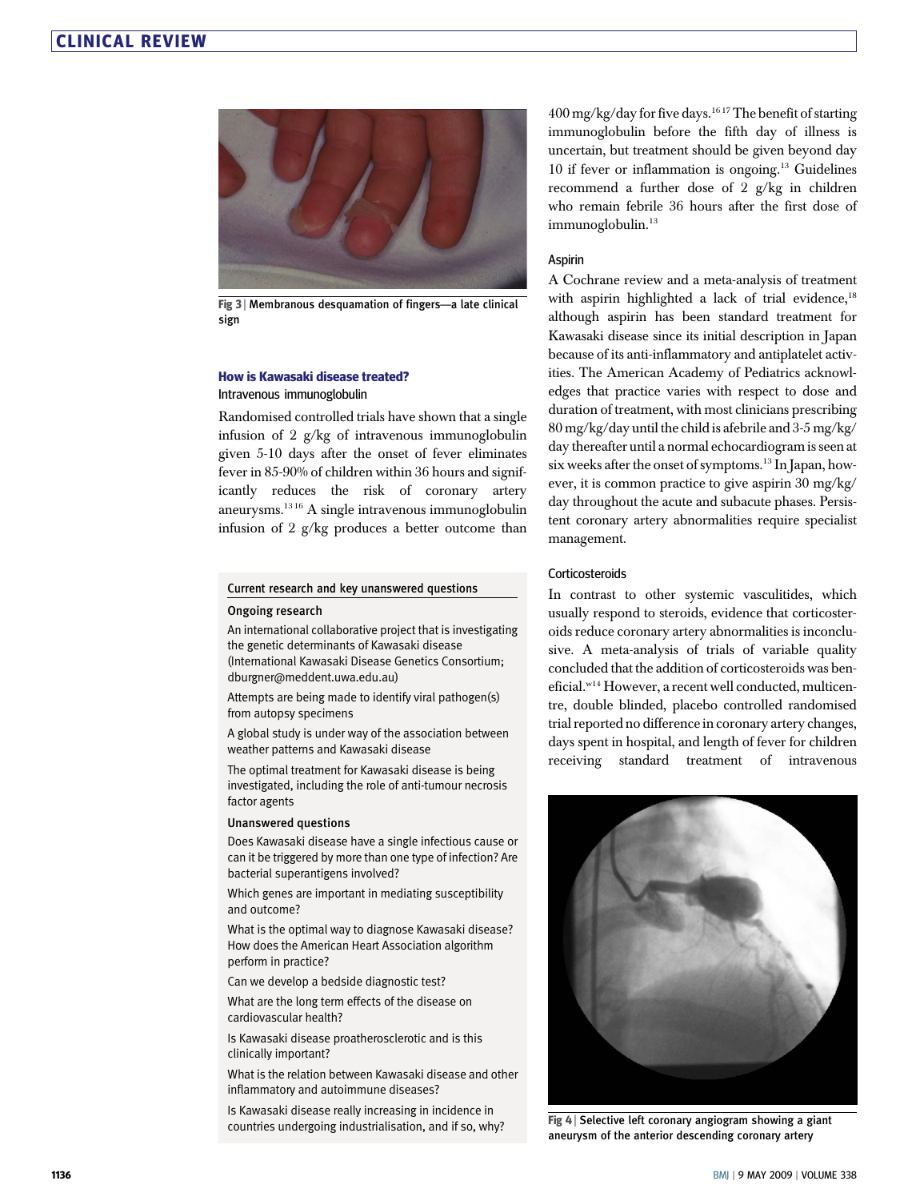Fig 3 | Membranous desquamation of fingers—a late clinical sign

### How is Kawasaki disease treated?

#### Intravenous immunoglobulin

Randomised controlled trials have shown that a single infusion of 2 g/kg of intravenous immunoglobulin given 5-10 days after the onset of fever eliminates fever in 85-90% of children within 36 hours and significantly reduces the risk of coronary artery aneurysms.[13 16] A single intravenous immunoglobulin infusion of 2 g/kg produces a better outcome than 400 mg/kg/day for five days.[16 17] The benefit of starting immunoglobulin before the fifth day of illness is uncertain, but treatment should be given beyond day 10 if fever or inflammation is ongoing.[13] Guidelines recommend a further dose of 2 g/kg in children who remain febrile 36 hours after the first dose of immunoglobulin.[13]

#### Aspirin

A Cochrane review and a meta-analysis of treatment with aspirin highlighted a lack of trial evidence,[18] although aspirin has been standard treatment for Kawasaki disease since its initial description in Japan because of its anti-inflammatory and antiplatelet activities. The American Academy of Pediatrics acknowledges that practice varies with respect to dose and duration of treatment, with most clinicians prescribing 80 mg/kg/day until the child is afebrile and 3-5 mg/kg/day thereafter until a normal echocardiogram is seen at six weeks after the onset of symptoms.[13] In Japan, however, it is common practice to give aspirin 30 mg/kg/day throughout the acute and subacute phases. Persistent coronary artery abnormalities require specialist management.

#### Corticosteroids

In contrast to other systemic vasculitides, which usually respond to steroids, evidence that corticosteroids reduce coronary artery abnormalities is inconclusive. A meta-analysis of trials of variable quality concluded that the addition of corticosteroids was beneficial.[w14] However, a recent well conducted, multicentre, double blinded, placebo controlled randomised trial reported no difference in coronary artery changes, days spent in hospital, and length of fever for children receiving standard treatment of intravenous

Fig 4 | Selective left coronary angiogram showing a giant aneurysm of the anterior descending coronary artery

---

**Current research and key unanswered questions**

**Ongoing research**

An international collaborative project that is investigating the genetic determinants of Kawasaki disease (International Kawasaki Disease Genetics Consortium; dburgner@meddent.uwa.edu.au)

Attempts are being made to identify viral pathogen(s) from autopsy specimens

A global study is under way of the association between weather patterns and Kawasaki disease

The optimal treatment for Kawasaki disease is being investigated, including the role of anti-tumour necrosis factor agents

**Unanswered questions**

Does Kawasaki disease have a single infectious cause or can it be triggered by more than one type of infection? Are bacterial superantigens involved?

Which genes are important in mediating susceptibility and outcome?

What is the optimal way to diagnose Kawasaki disease? How does the American Heart Association algorithm perform in practice?

Can we develop a bedside diagnostic test?

What are the long term effects of the disease on cardiovascular health?

Is Kawasaki disease proatherosclerotic and is this clinically important?

What is the relation between Kawasaki disease and other inflammatory and autoimmune diseases?

Is Kawasaki disease really increasing in incidence in countries undergoing industrialisation, and if so, why?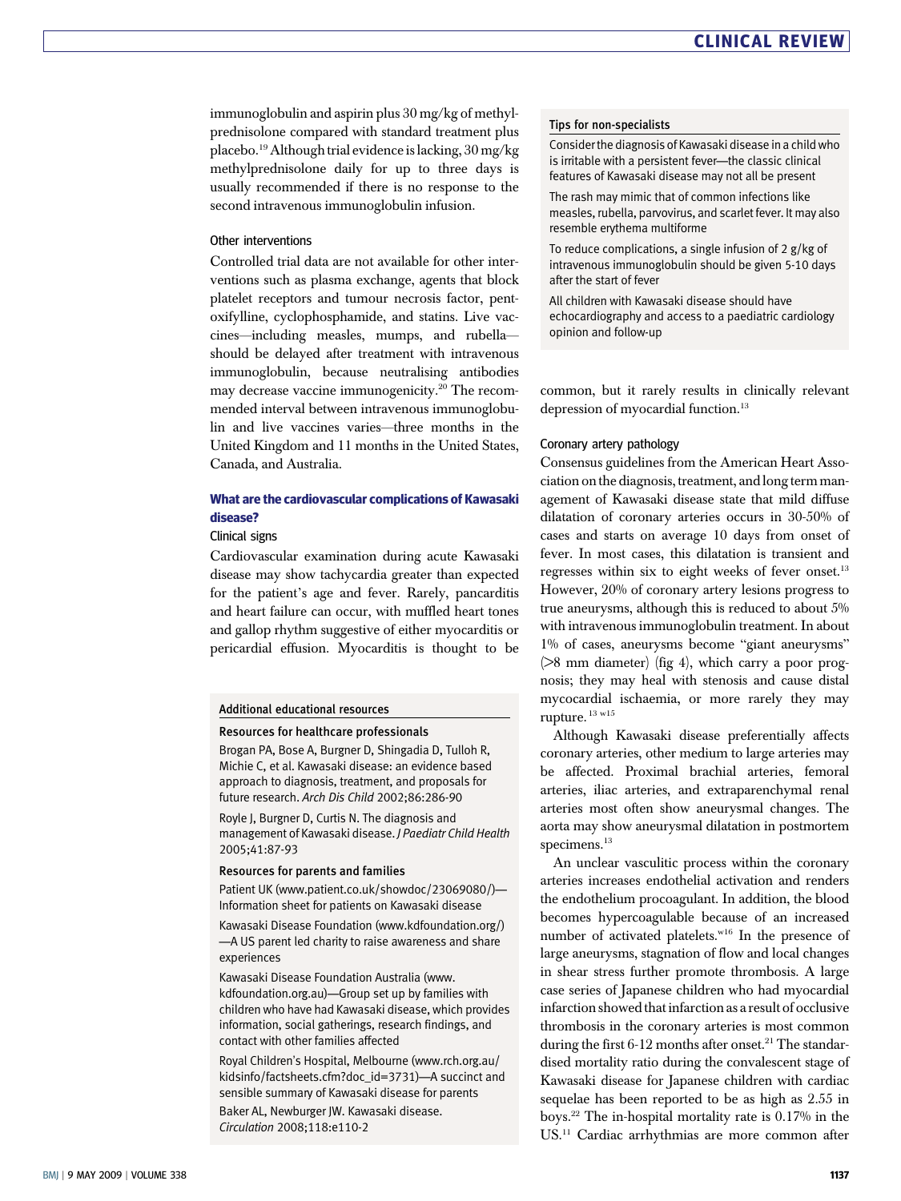immunoglobulin and aspirin plus 30 mg/kg of methylprednisolone compared with standard treatment plus placebo.[19] Although trial evidence is lacking, 30 mg/kg methylprednisolone daily for up to three days is usually recommended if there is no response to the second intravenous immunoglobulin infusion.

### Other interventions

Controlled trial data are not available for other interventions such as plasma exchange, agents that block platelet receptors and tumour necrosis factor, pentoxifylline, cyclophosphamide, and statins. Live vaccines—including measles, mumps, and rubella—should be delayed after treatment with intravenous immunoglobulin, because neutralising antibodies may decrease vaccine immunogenicity.[20] The recommended interval between intravenous immunoglobulin and live vaccines varies—three months in the United Kingdom and 11 months in the United States, Canada, and Australia.

## What are the cardiovascular complications of Kawasaki disease?

### Clinical signs

Cardiovascular examination during acute Kawasaki disease may show tachycardia greater than expected for the patient's age and fever. Rarely, pancarditis and heart failure can occur, with muffled heart tones and gallop rhythm suggestive of either myocarditis or pericardial effusion. Myocarditis is thought to be common, but it rarely results in clinically relevant depression of myocardial function.[13]

### Coronary artery pathology

Consensus guidelines from the American Heart Association on the diagnosis, treatment, and long term management of Kawasaki disease state that mild diffuse dilatation of coronary arteries occurs in 30-50% of cases and starts on average 10 days from onset of fever. In most cases, this dilatation is transient and regresses within six to eight weeks of fever onset.[13] However, 20% of coronary artery lesions progress to true aneurysms, although this is reduced to about 5% with intravenous immunoglobulin treatment. In about 1% of cases, aneurysms become "giant aneurysms" (>8 mm diameter) (fig 4), which carry a poor prognosis; they may heal with stenosis and cause distal myocardial ischaemia, or more rarely they may rupture.[13 w15]

Although Kawasaki disease preferentially affects coronary arteries, other medium to large arteries may be affected. Proximal brachial arteries, femoral arteries, iliac arteries, and extraparenchymal renal arteries most often show aneurysmal changes. The aorta may show aneurysmal dilatation in postmortem specimens.[13]

An unclear vasculitic process within the coronary arteries increases endothelial activation and renders the endothelium procoagulant. In addition, the blood becomes hypercoagulable because of an increased number of activated platelets.[w16] In the presence of large aneurysms, stagnation of flow and local changes in shear stress further promote thrombosis. A large case series of Japanese children who had myocardial infarction showed that infarction as a result of occlusive thrombosis in the coronary arteries is most common during the first 6-12 months after onset.[21] The standardised mortality ratio during the convalescent stage of Kawasaki disease for Japanese children with cardiac sequelae has been reported to be as high as 2.55 in boys.[22] The in-hospital mortality rate is 0.17% in the US.[11] Cardiac arrhythmias are more common after

---

**Tips for non-specialists**

- Consider the diagnosis of Kawasaki disease in a child who is irritable with a persistent fever—the classic clinical features of Kawasaki disease may not all be present
- The rash may mimic that of common infections like measles, rubella, parvovirus, and scarlet fever. It may also resemble erythema multiforme
- To reduce complications, a single infusion of 2 g/kg of intravenous immunoglobulin should be given 5-10 days after the start of fever
- All children with Kawasaki disease should have echocardiography and access to a paediatric cardiology opinion and follow-up

---

**Additional educational resources**

**Resources for healthcare professionals**

- Brogan PA, Bose A, Burgner D, Shingadia D, Tulloh R, Michie C, et al. Kawasaki disease: an evidence based approach to diagnosis, treatment, and proposals for future research. *Arch Dis Child* 2002;86:286-90
- Royle J, Burgner D, Curtis N. The diagnosis and management of Kawasaki disease. *J Paediatr Child Health* 2005;41:87-93

**Resources for parents and families**

- Patient UK (www.patient.co.uk/showdoc/23069080/)—Information sheet for patients on Kawasaki disease
- Kawasaki Disease Foundation (www.kdfoundation.org/)—A US parent led charity to raise awareness and share experiences
- Kawasaki Disease Foundation Australia (www.kdfoundation.org.au)—Group set up by families with children who have had Kawasaki disease, which provides information, social gatherings, research findings, and contact with other families affected
- Royal Children's Hospital, Melbourne (www.rch.org.au/kidsinfo/factsheets.cfm?doc_id=3731)—A succinct and sensible summary of Kawasaki disease for parents
- Baker AL, Newburger JW. Kawasaki disease. *Circulation* 2008;118:e110-2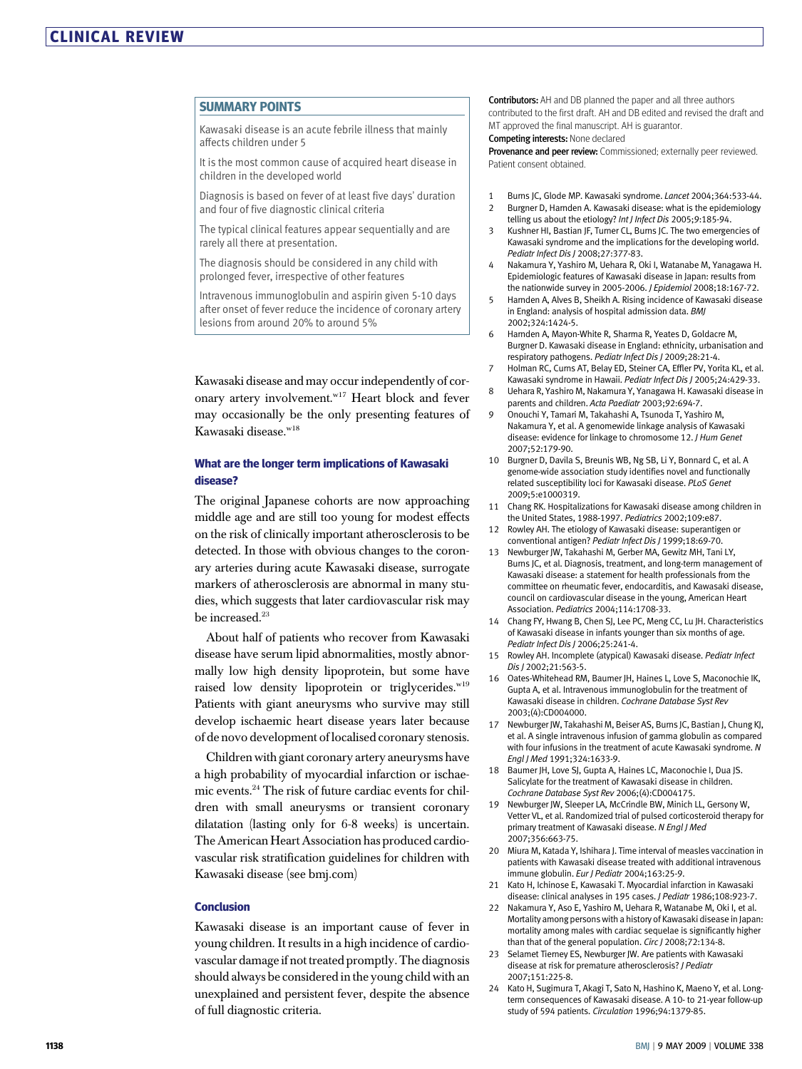## SUMMARY POINTS

Kawasaki disease is an acute febrile illness that mainly affects children under 5

It is the most common cause of acquired heart disease in children in the developed world

Diagnosis is based on fever of at least five days' duration and four of five diagnostic clinical criteria

The typical clinical features appear sequentially and are rarely all there at presentation.

The diagnosis should be considered in any child with prolonged fever, irrespective of other features

Intravenous immunoglobulin and aspirin given 5-10 days after onset of fever reduce the incidence of coronary artery lesions from around 20% to around 5%

Kawasaki disease and may occur independently of coronary artery involvement.[w17] Heart block and fever may occasionally be the only presenting features of Kawasaki disease.[w18]

### What are the longer term implications of Kawasaki disease?

The original Japanese cohorts are now approaching middle age and are still too young for modest effects on the risk of clinically important atherosclerosis to be detected. In those with obvious changes to the coronary arteries during acute Kawasaki disease, surrogate markers of atherosclerosis are abnormal in many studies, which suggests that later cardiovascular risk may be increased.[23]

About half of patients who recover from Kawasaki disease have serum lipid abnormalities, mostly abnormally low high density lipoprotein, but some have raised low density lipoprotein or triglycerides.[w19] Patients with giant aneurysms who survive may still develop ischaemic heart disease years later because of de novo development of localised coronary stenosis.

Children with giant coronary artery aneurysms have a high probability of myocardial infarction or ischaemic events.[24] The risk of future cardiac events for children with small aneurysms or transient coronary dilatation (lasting only for 6-8 weeks) is uncertain. The American Heart Association has produced cardiovascular risk stratification guidelines for children with Kawasaki disease (see bmj.com)

### Conclusion

Kawasaki disease is an important cause of fever in young children. It results in a high incidence of cardiovascular damage if not treated promptly. The diagnosis should always be considered in the young child with an unexplained and persistent fever, despite the absence of full diagnostic criteria.

**Contributors:** AH and DB planned the paper and all three authors contributed to the first draft. AH and DB edited and revised the draft and MT approved the final manuscript. AH is guarantor.

**Competing interests:** None declared

**Provenance and peer review:** Commissioned; externally peer reviewed. Patient consent obtained.

1. Burns JC, Glode MP. Kawasaki syndrome. *Lancet* 2004;364:533-44.
2. Burgner D, Harnden A. Kawasaki disease: what is the epidemiology telling us about the etiology? *Int J Infect Dis* 2005;9:185-94.
3. Kushner HI, Bastian JF, Turner CL, Burns JC. The two emergencies of Kawasaki syndrome and the implications for the developing world. *Pediatr Infect Dis J* 2008;27:377-83.
4. Nakamura Y, Yashiro M, Uehara R, Oki I, Watanabe M, Yanagawa H. Epidemiologic features of Kawasaki disease in Japan: results from the nationwide survey in 2005-2006. *J Epidemiol* 2008;18:167-72.
5. Harnden A, Alves B, Sheikh A. Rising incidence of Kawasaki disease in England: analysis of hospital admission data. *BMJ* 2002;324:1424-5.
6. Harnden A, Mayon-White R, Sharma R, Yeates D, Goldacre M, Burgner D. Kawasaki disease in England: ethnicity, urbanisation and respiratory pathogens. *Pediatr Infect Dis J* 2009;28:21-4.
7. Holman RC, Curns AT, Belay ED, Steiner CA, Effler PV, Yorita KL, et al. Kawasaki syndrome in Hawaii. *Pediatr Infect Dis J* 2005;24:429-33.
8. Uehara R, Yashiro M, Nakamura Y, Yanagawa H. Kawasaki disease in parents and children. *Acta Paediatr* 2003;92:694-7.
9. Onouchi Y, Tamari M, Takahashi A, Tsunoda T, Yashiro M, Nakamura Y, et al. A genomewide linkage analysis of Kawasaki disease: evidence for linkage to chromosome 12. *J Hum Genet* 2007;52:179-90.
10. Burgner D, Davila S, Breunis WB, Ng SB, Li Y, Bonnard C, et al. A genome-wide association study identifies novel and functionally related susceptibility loci for Kawasaki disease. *PLoS Genet* 2009;5:e1000319.
11. Chang RK. Hospitalizations for Kawasaki disease among children in the United States, 1988-1997. *Pediatrics* 2002;109:e87.
12. Rowley AH. The etiology of Kawasaki disease: superantigen or conventional antigen? *Pediatr Infect Dis J* 1999;18:69-70.
13. Newburger JW, Takahashi M, Gerber MA, Gewitz MH, Tani LY, Burns JC, et al. Diagnosis, treatment, and long-term management of Kawasaki disease: a statement for health professionals from the committee on rheumatic fever, endocarditis, and Kawasaki disease, council on cardiovascular disease in the young, American Heart Association. *Pediatrics* 2004;114:1708-33.
14. Chang FY, Hwang B, Chen SJ, Lee PC, Meng CC, Lu JH. Characteristics of Kawasaki disease in infants younger than six months of age. *Pediatr Infect Dis J* 2006;25:241-4.
15. Rowley AH. Incomplete (atypical) Kawasaki disease. *Pediatr Infect Dis J* 2002;21:563-5.
16. Oates-Whitehead RM, Baumer JH, Haines L, Love S, Maconochie IK, Gupta A, et al. Intravenous immunoglobulin for the treatment of Kawasaki disease in children. *Cochrane Database Syst Rev* 2003;(4):CD004000.
17. Newburger JW, Takahashi M, Beiser AS, Burns JC, Bastian J, Chung KJ, et al. A single intravenous infusion of gamma globulin as compared with four infusions in the treatment of acute Kawasaki syndrome. *N Engl J Med* 1991;324:1633-9.
18. Baumer JH, Love SJ, Gupta A, Haines LC, Maconochie I, Dua JS. Salicylate for the treatment of Kawasaki disease in children. *Cochrane Database Syst Rev* 2006;(4):CD004175.
19. Newburger JW, Sleeper LA, McCrindle BW, Minich LL, Gersony W, Vetter VL, et al. Randomized trial of pulsed corticosteroid therapy for primary treatment of Kawasaki disease. *N Engl J Med* 2007;356:663-75.
20. Miura M, Katada Y, Ishihara J. Time interval of measles vaccination in patients with Kawasaki disease treated with additional intravenous immune globulin. *Eur J Pediatr* 2004;163:25-9.
21. Kato H, Ichinose E, Kawasaki T. Myocardial infarction in Kawasaki disease: clinical analyses in 195 cases. *J Pediatr* 1986;108:923-7.
22. Nakamura Y, Aso E, Yashiro M, Uehara R, Watanabe M, Oki I, et al. Mortality among persons with a history of Kawasaki disease in Japan: mortality among males with cardiac sequelae is significantly higher than that of the general population. *Circ J* 2008;72:134-8.
23. Selamet Tierney ES, Newburger JW. Are patients with Kawasaki disease at risk for premature atherosclerosis? *J Pediatr* 2007;151:225-8.
24. Kato H, Sugimura T, Akagi T, Sato N, Hashino K, Maeno Y, et al. Long-term consequences of Kawasaki disease. A 10- to 21-year follow-up study of 594 patients. *Circulation* 1996;94:1379-85.